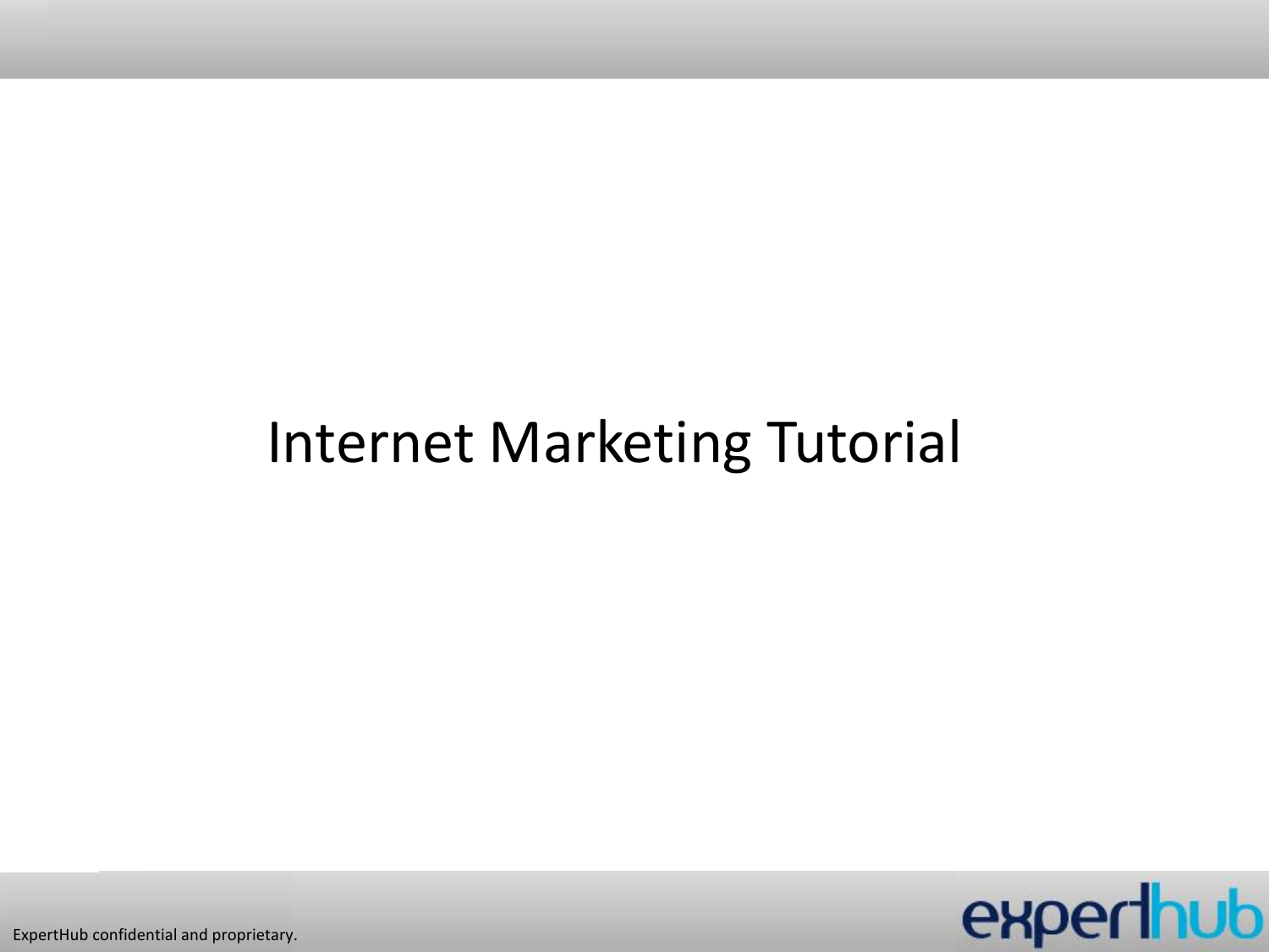# Internet Marketing Tutorial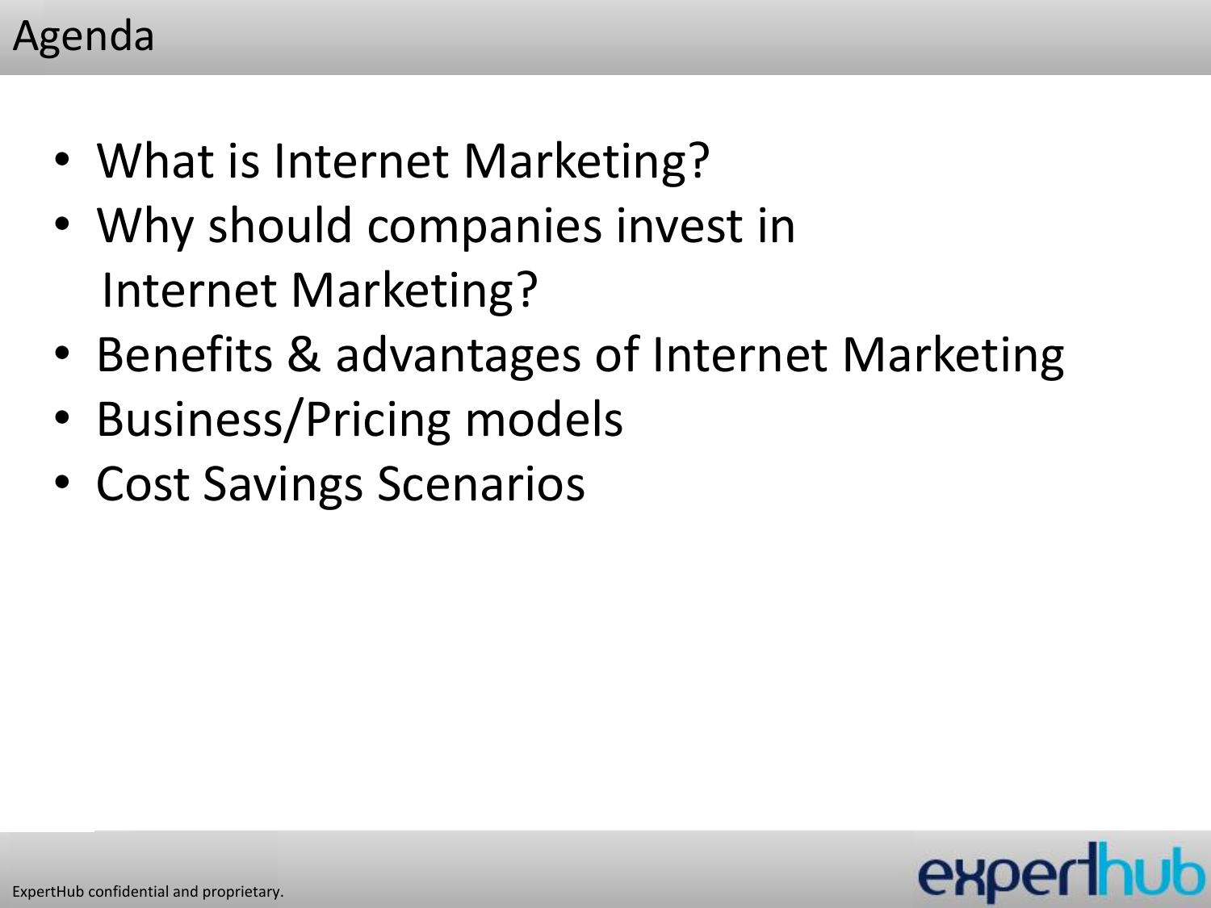# Agenda

- What is Internet Marketing?
- Why should companies invest in Internet Marketing?
- Benefits & advantages of Internet Marketing
- Business/Pricing models
- Cost Savings Scenarios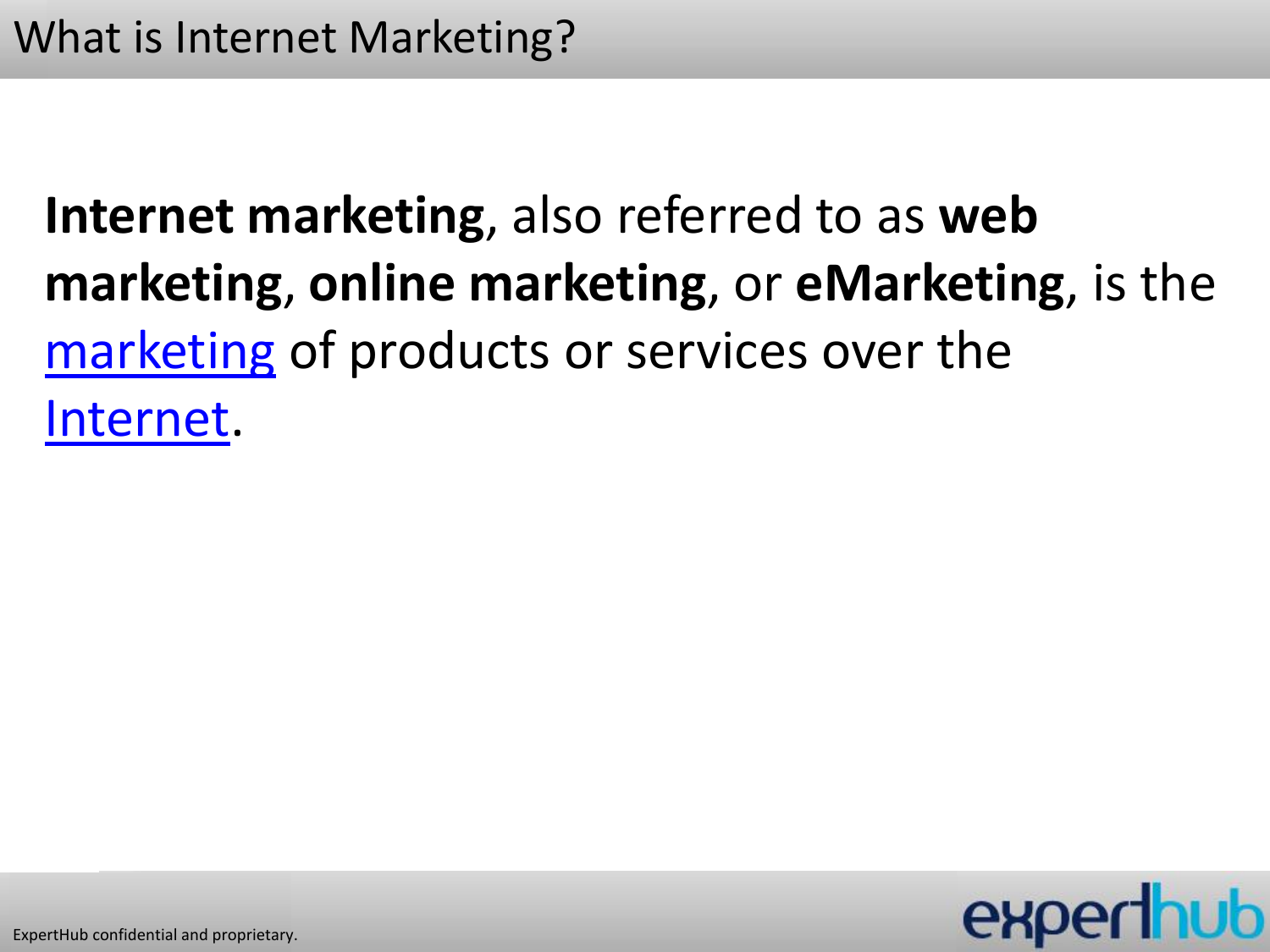# What is Internet Marketing?

**Internet marketing**, also referred to as **web marketing**, **online marketing**, or **eMarketing**, is the marketing of products or services over the Internet.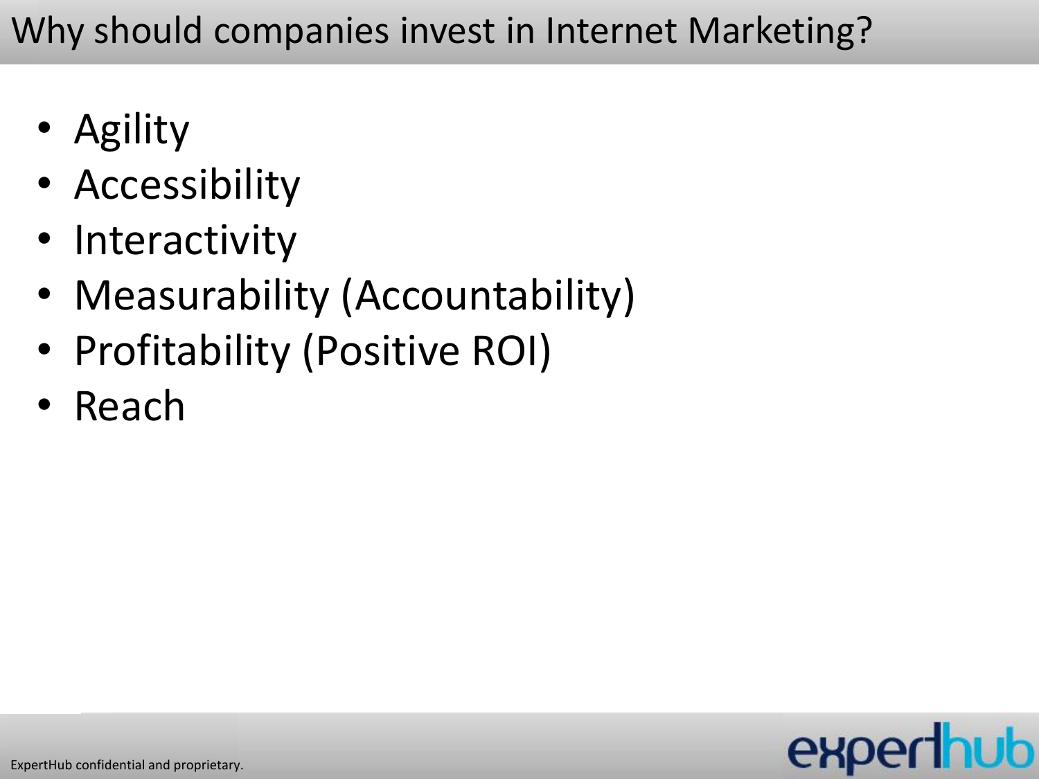# Why should companies invest in Internet Marketing?

- Agility
- Accessibility
- Interactivity
- Measurability (Accountability)
- Profitability (Positive ROI)
- Reach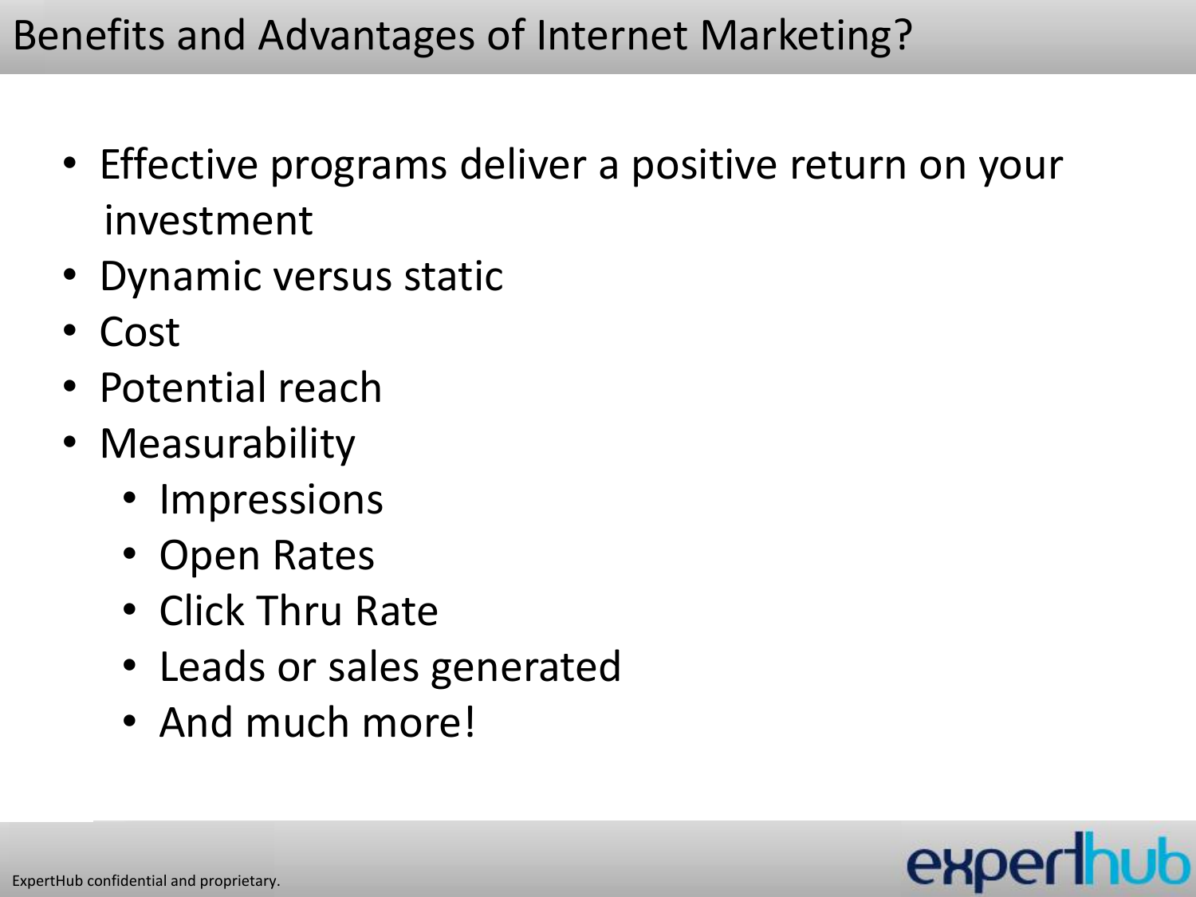# Benefits and Advantages of Internet Marketing?

- Effective programs deliver a positive return on your investment
- Dynamic versus static
- Cost
- Potential reach
- Measurability
  - Impressions
  - Open Rates
  - Click Thru Rate
  - Leads or sales generated
  - And much more!

ExpertHub confidential and proprietary.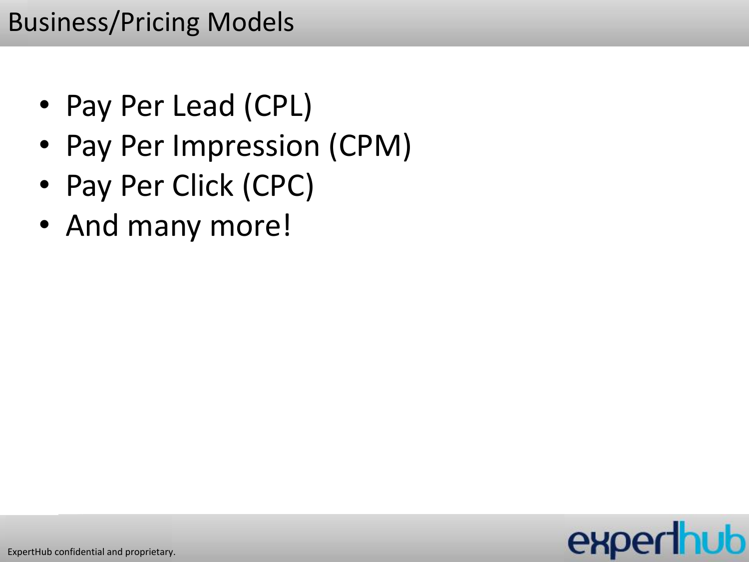# Business/Pricing Models

- Pay Per Lead (CPL)
- Pay Per Impression (CPM)
- Pay Per Click (CPC)
- And many more!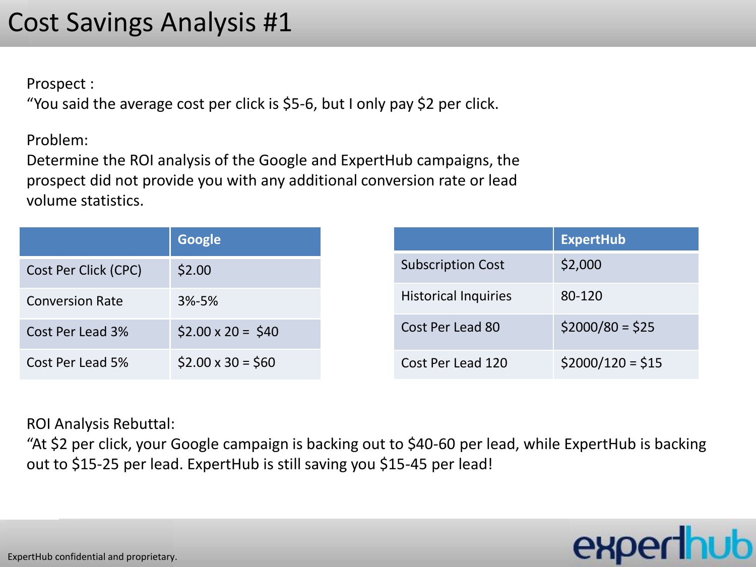# Cost Savings Analysis #1

Prospect :
"You said the average cost per click is $5-6, but I only pay $2 per click.

Problem:
Determine the ROI analysis of the Google and ExpertHub campaigns, the prospect did not provide you with any additional conversion rate or lead volume statistics.

| | Google |
|---|---|
| Cost Per Click (CPC) | $2.00 |
| Conversion Rate | 3%-5% |
| Cost Per Lead 3% | $2.00 x 20 =  $40 |
| Cost Per Lead 5% | $2.00 x 30 = $60 |

| | ExpertHub |
|---|---|
| Subscription Cost | $2,000 |
| Historical Inquiries | 80-120 |
| Cost Per Lead 80 | $2000/80 = $25 |
| Cost Per Lead 120 | $2000/120 = $15 |

ROI Analysis Rebuttal:
"At $2 per click, your Google campaign is backing out to $40-60 per lead, while ExpertHub is backing out to $15-25 per lead. ExpertHub is still saving you $15-45 per lead!

ExpertHub confidential and proprietary.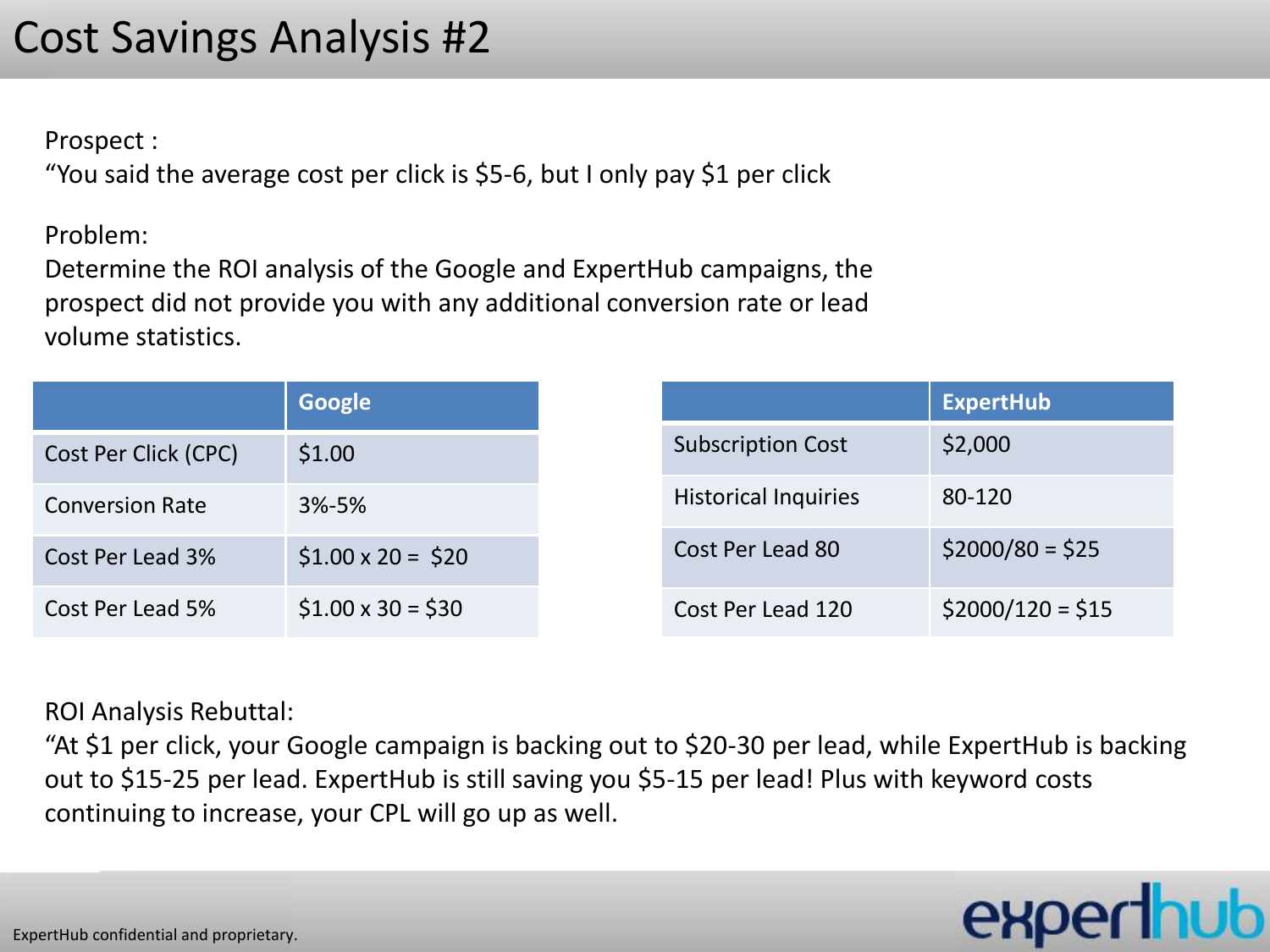# Cost Savings Analysis #2

Prospect :
"You said the average cost per click is $5-6, but I only pay $1 per click

Problem:
Determine the ROI analysis of the Google and ExpertHub campaigns, the prospect did not provide you with any additional conversion rate or lead volume statistics.

| | Google |
|---|---|
| Cost Per Click (CPC) | $1.00 |
| Conversion Rate | 3%-5% |
| Cost Per Lead 3% | $1.00 x 20 =  $20 |
| Cost Per Lead 5% | $1.00 x 30 = $30 |

| | ExpertHub |
|---|---|
| Subscription Cost | $2,000 |
| Historical Inquiries | 80-120 |
| Cost Per Lead 80 | $2000/80 = $25 |
| Cost Per Lead 120 | $2000/120 = $15 |

ROI Analysis Rebuttal:
"At $1 per click, your Google campaign is backing out to $20-30 per lead, while ExpertHub is backing out to $15-25 per lead. ExpertHub is still saving you $5-15 per lead! Plus with keyword costs continuing to increase, your CPL will go up as well.

ExpertHub confidential and proprietary.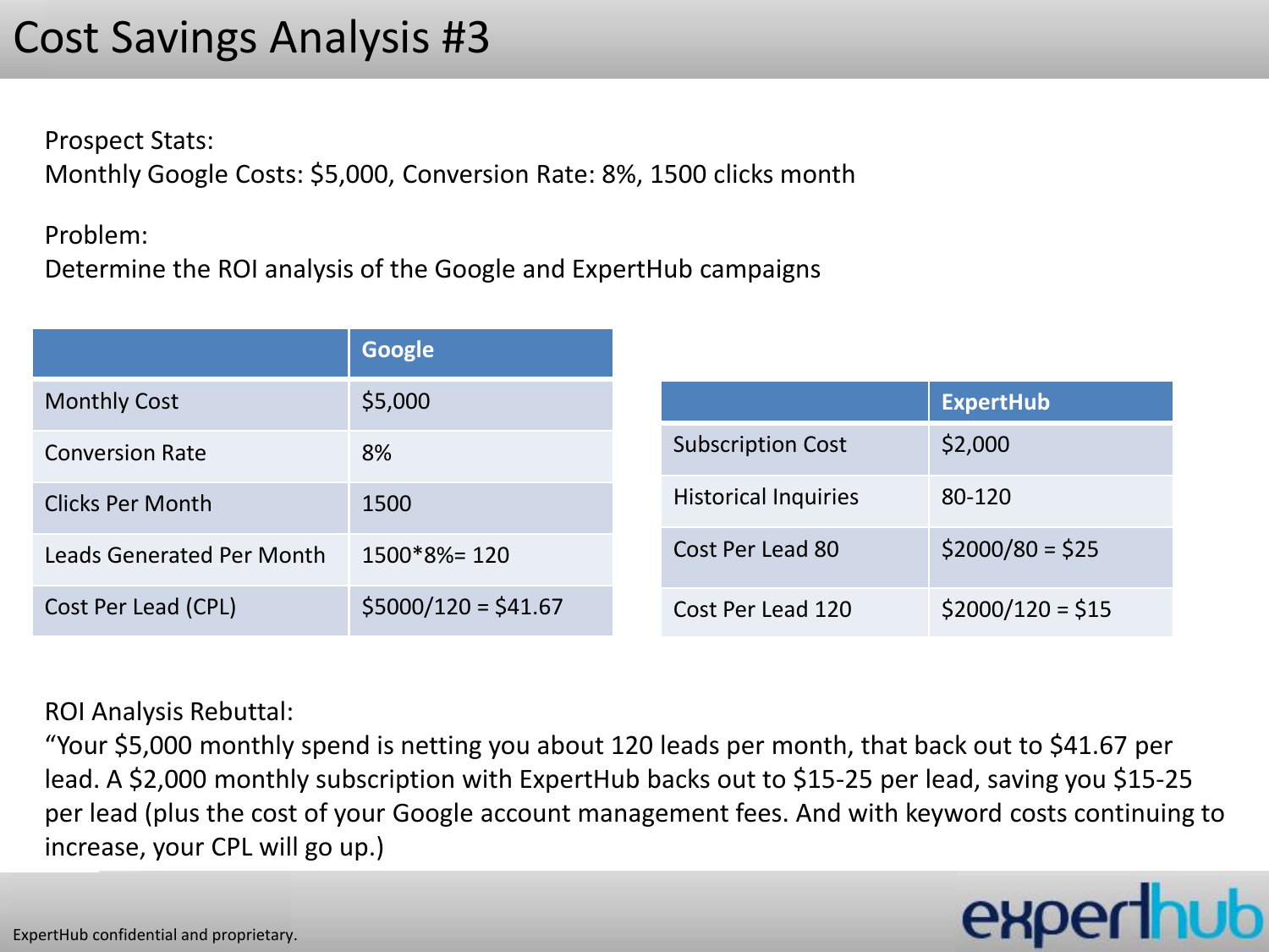# Cost Savings Analysis #3

Prospect Stats:
Monthly Google Costs: $5,000, Conversion Rate: 8%, 1500 clicks month

Problem:
Determine the ROI analysis of the Google and ExpertHub campaigns

| | Google |
|---|---|
| Monthly Cost | $5,000 |
| Conversion Rate | 8% |
| Clicks Per Month | 1500 |
| Leads Generated Per Month | 1500*8%= 120 |
| Cost Per Lead (CPL) | $5000/120 = $41.67 |

| | ExpertHub |
|---|---|
| Subscription Cost | $2,000 |
| Historical Inquiries | 80-120 |
| Cost Per Lead 80 | $2000/80 = $25 |
| Cost Per Lead 120 | $2000/120 = $15 |

ROI Analysis Rebuttal:
"Your $5,000 monthly spend is netting you about 120 leads per month, that back out to $41.67 per lead. A $2,000 monthly subscription with ExpertHub backs out to $15-25 per lead, saving you $15-25 per lead (plus the cost of your Google account management fees. And with keyword costs continuing to increase, your CPL will go up.)

ExpertHub confidential and proprietary.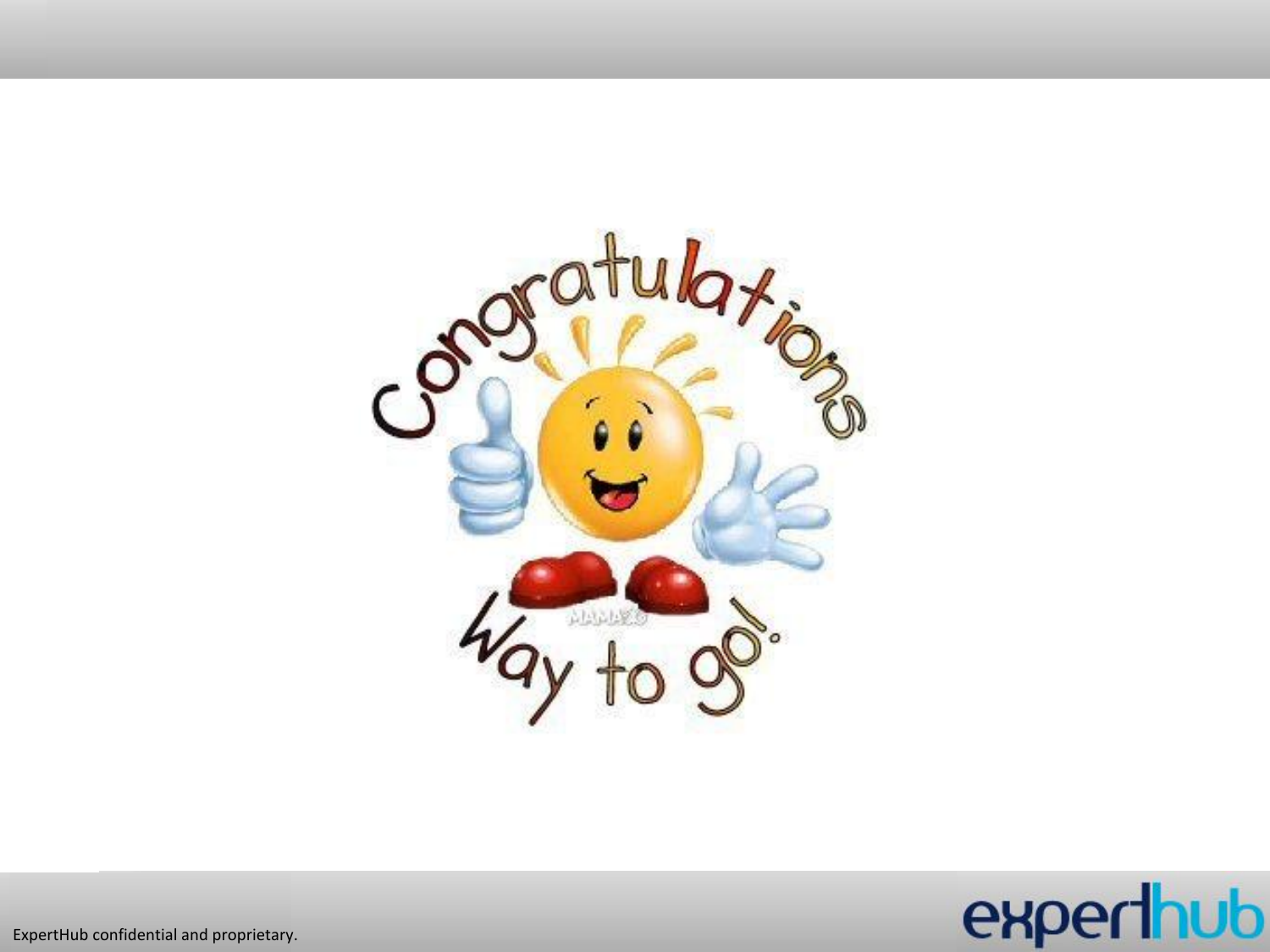Congratulations

Way to go!